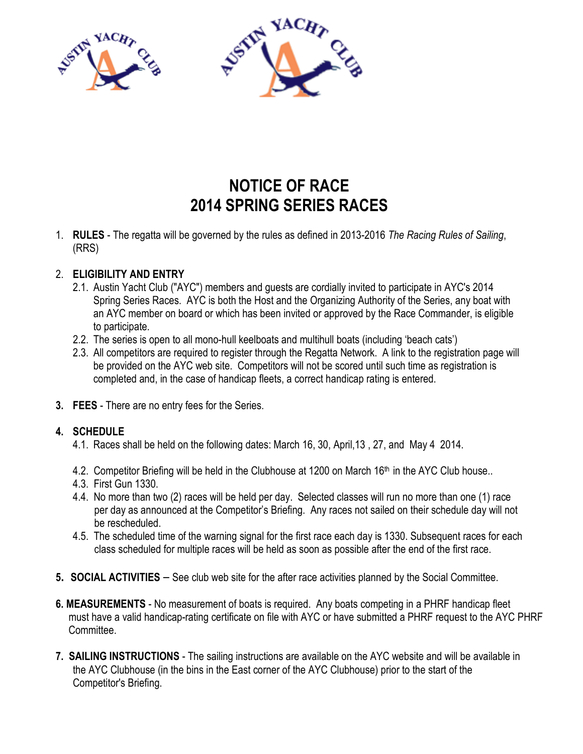# NOTICE OF RACE
# 2014 SPRING SERIES RACES

1. **RULES** - The regatta will be governed by the rules as defined in 2013-2016 *The Racing Rules of Sailing*, (RRS)

2. **ELIGIBILITY AND ENTRY**
   2.1. Austin Yacht Club ("AYC") members and guests are cordially invited to participate in AYC's 2014 Spring Series Races. AYC is both the Host and the Organizing Authority of the Series, any boat with an AYC member on board or which has been invited or approved by the Race Commander, is eligible to participate.
   2.2. The series is open to all mono-hull keelboats and multihull boats (including 'beach cats')
   2.3. All competitors are required to register through the Regatta Network. A link to the registration page will be provided on the AYC web site. Competitors will not be scored until such time as registration is completed and, in the case of handicap fleets, a correct handicap rating is entered.

3. **FEES** - There are no entry fees for the Series.

4. **SCHEDULE**
   4.1. Races shall be held on the following dates: March 16, 30, April,13 , 27, and May 4 2014.
   4.2. Competitor Briefing will be held in the Clubhouse at 1200 on March 16th in the AYC Club house..
   4.3. First Gun 1330.
   4.4. No more than two (2) races will be held per day. Selected classes will run no more than one (1) race per day as announced at the Competitor's Briefing. Any races not sailed on their schedule day will not be rescheduled.
   4.5. The scheduled time of the warning signal for the first race each day is 1330. Subsequent races for each class scheduled for multiple races will be held as soon as possible after the end of the first race.

5. **SOCIAL ACTIVITIES** – See club web site for the after race activities planned by the Social Committee.

6. **MEASUREMENTS** - No measurement of boats is required. Any boats competing in a PHRF handicap fleet must have a valid handicap-rating certificate on file with AYC or have submitted a PHRF request to the AYC PHRF Committee.

7. **SAILING INSTRUCTIONS** - The sailing instructions are available on the AYC website and will be available in the AYC Clubhouse (in the bins in the East corner of the AYC Clubhouse) prior to the start of the Competitor's Briefing.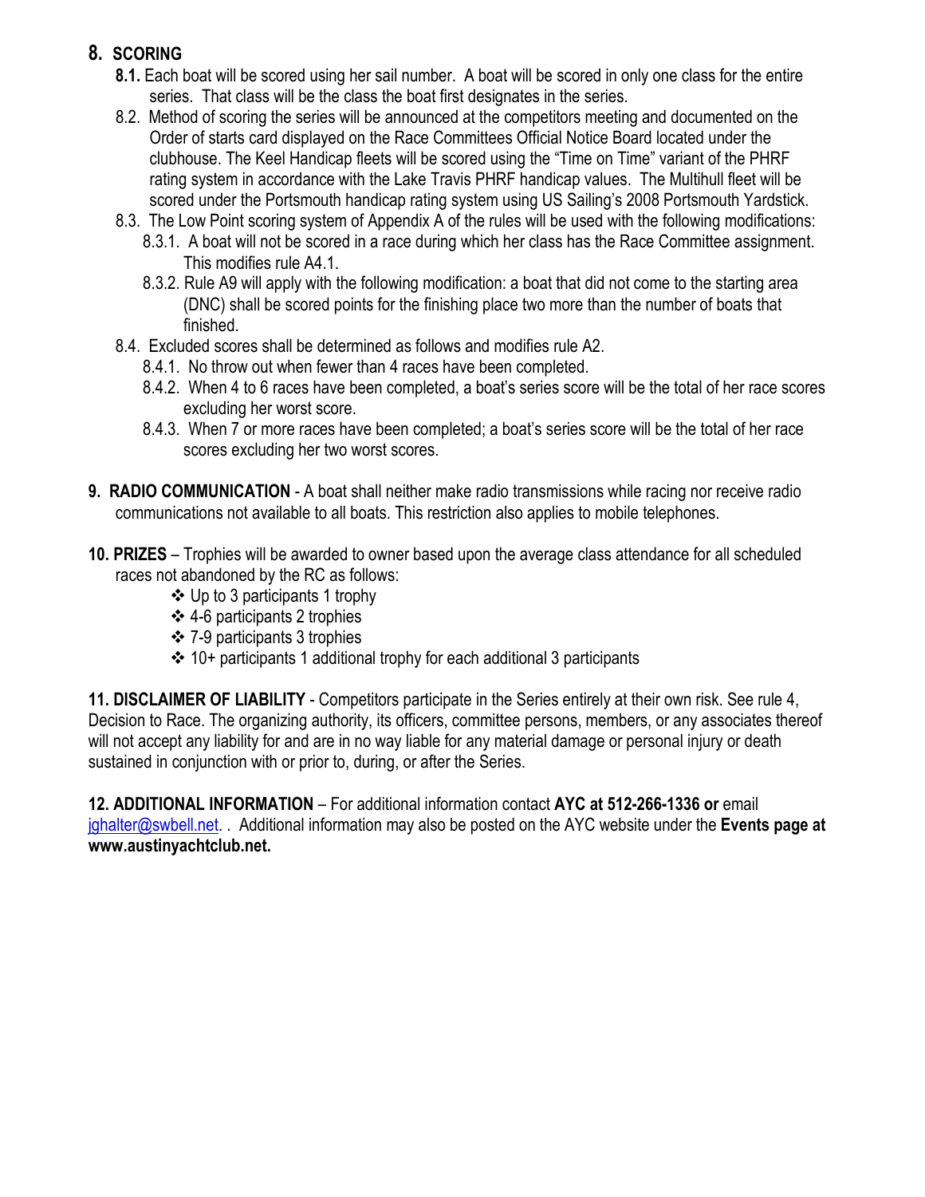## 8. SCORING

**8.1.** Each boat will be scored using her sail number. A boat will be scored in only one class for the entire series. That class will be the class the boat first designates in the series.

8.2. Method of scoring the series will be announced at the competitors meeting and documented on the Order of starts card displayed on the Race Committees Official Notice Board located under the clubhouse. The Keel Handicap fleets will be scored using the "Time on Time" variant of the PHRF rating system in accordance with the Lake Travis PHRF handicap values. The Multihull fleet will be scored under the Portsmouth handicap rating system using US Sailing's 2008 Portsmouth Yardstick.

8.3. The Low Point scoring system of Appendix A of the rules will be used with the following modifications:

8.3.1. A boat will not be scored in a race during which her class has the Race Committee assignment. This modifies rule A4.1.

8.3.2. Rule A9 will apply with the following modification: a boat that did not come to the starting area (DNC) shall be scored points for the finishing place two more than the number of boats that finished.

8.4. Excluded scores shall be determined as follows and modifies rule A2.

8.4.1. No throw out when fewer than 4 races have been completed.

8.4.2. When 4 to 6 races have been completed, a boat's series score will be the total of her race scores excluding her worst score.

8.4.3. When 7 or more races have been completed; a boat's series score will be the total of her race scores excluding her two worst scores.

**9. RADIO COMMUNICATION** - A boat shall neither make radio transmissions while racing nor receive radio communications not available to all boats. This restriction also applies to mobile telephones.

**10. PRIZES** – Trophies will be awarded to owner based upon the average class attendance for all scheduled races not abandoned by the RC as follows:

- ❖ Up to 3 participants 1 trophy
- ❖ 4-6 participants 2 trophies
- ❖ 7-9 participants 3 trophies
- ❖ 10+ participants 1 additional trophy for each additional 3 participants

**11. DISCLAIMER OF LIABILITY** - Competitors participate in the Series entirely at their own risk. See rule 4, Decision to Race. The organizing authority, its officers, committee persons, members, or any associates thereof will not accept any liability for and are in no way liable for any material damage or personal injury or death sustained in conjunction with or prior to, during, or after the Series.

**12. ADDITIONAL INFORMATION** – For additional information contact **AYC at 512-266-1336 or** email jghalter@swbell.net. . Additional information may also be posted on the AYC website under the **Events page at www.austinyachtclub.net.**